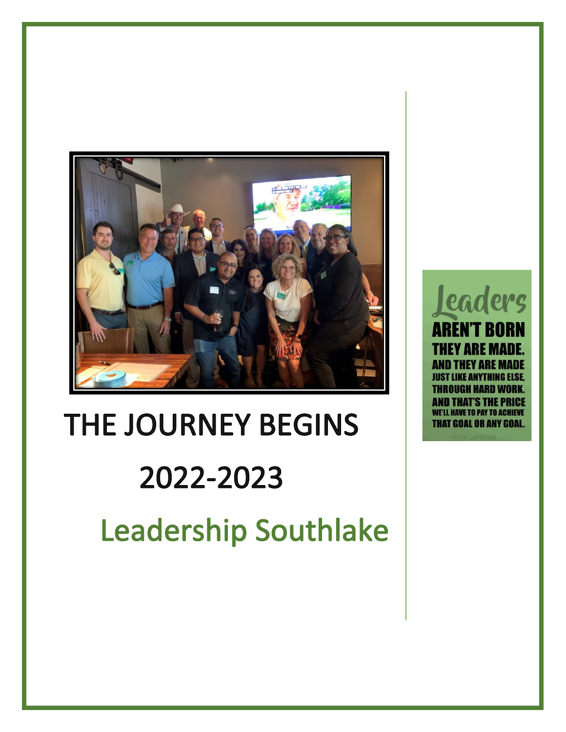# THE JOURNEY BEGINS

# 2022-2023

# Leadership Southlake

Leaders AREN'T BORN THEY ARE MADE. AND THEY ARE MADE JUST LIKE ANYTHING ELSE, THROUGH HARD WORK. AND THAT'S THE PRICE WE'LL HAVE TO PAY TO ACHIEVE THAT GOAL OR ANY GOAL.

-Vince Lombardi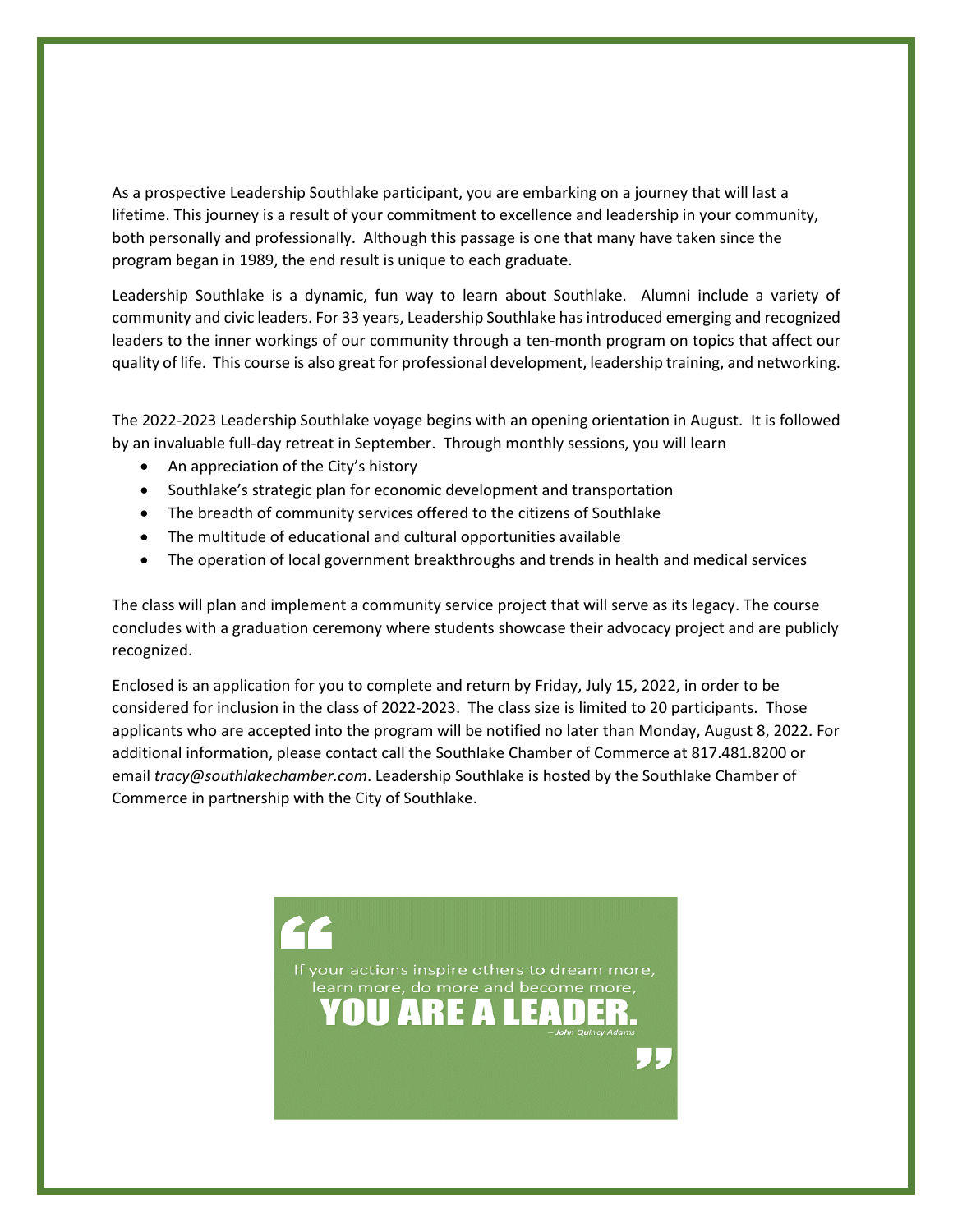As a prospective Leadership Southlake participant, you are embarking on a journey that will last a lifetime. This journey is a result of your commitment to excellence and leadership in your community, both personally and professionally. Although this passage is one that many have taken since the program began in 1989, the end result is unique to each graduate.

Leadership Southlake is a dynamic, fun way to learn about Southlake. Alumni include a variety of community and civic leaders. For 33 years, Leadership Southlake has introduced emerging and recognized leaders to the inner workings of our community through a ten-month program on topics that affect our quality of life. This course is also great for professional development, leadership training, and networking.

The 2022-2023 Leadership Southlake voyage begins with an opening orientation in August. It is followed by an invaluable full-day retreat in September. Through monthly sessions, you will learn

- An appreciation of the City's history
- Southlake's strategic plan for economic development and transportation
- The breadth of community services offered to the citizens of Southlake
- The multitude of educational and cultural opportunities available
- The operation of local government breakthroughs and trends in health and medical services

The class will plan and implement a community service project that will serve as its legacy. The course concludes with a graduation ceremony where students showcase their advocacy project and are publicly recognized.

Enclosed is an application for you to complete and return by Friday, July 15, 2022, in order to be considered for inclusion in the class of 2022-2023. The class size is limited to 20 participants. Those applicants who are accepted into the program will be notified no later than Monday, August 8, 2022. For additional information, please contact call the Southlake Chamber of Commerce at 817.481.8200 or email *tracy@southlakechamber.com*. Leadership Southlake is hosted by the Southlake Chamber of Commerce in partnership with the City of Southlake.

> "If your actions inspire others to dream more, learn more, do more and become more, **YOU ARE A LEADER.**"
>
> *– John Quincy Adams*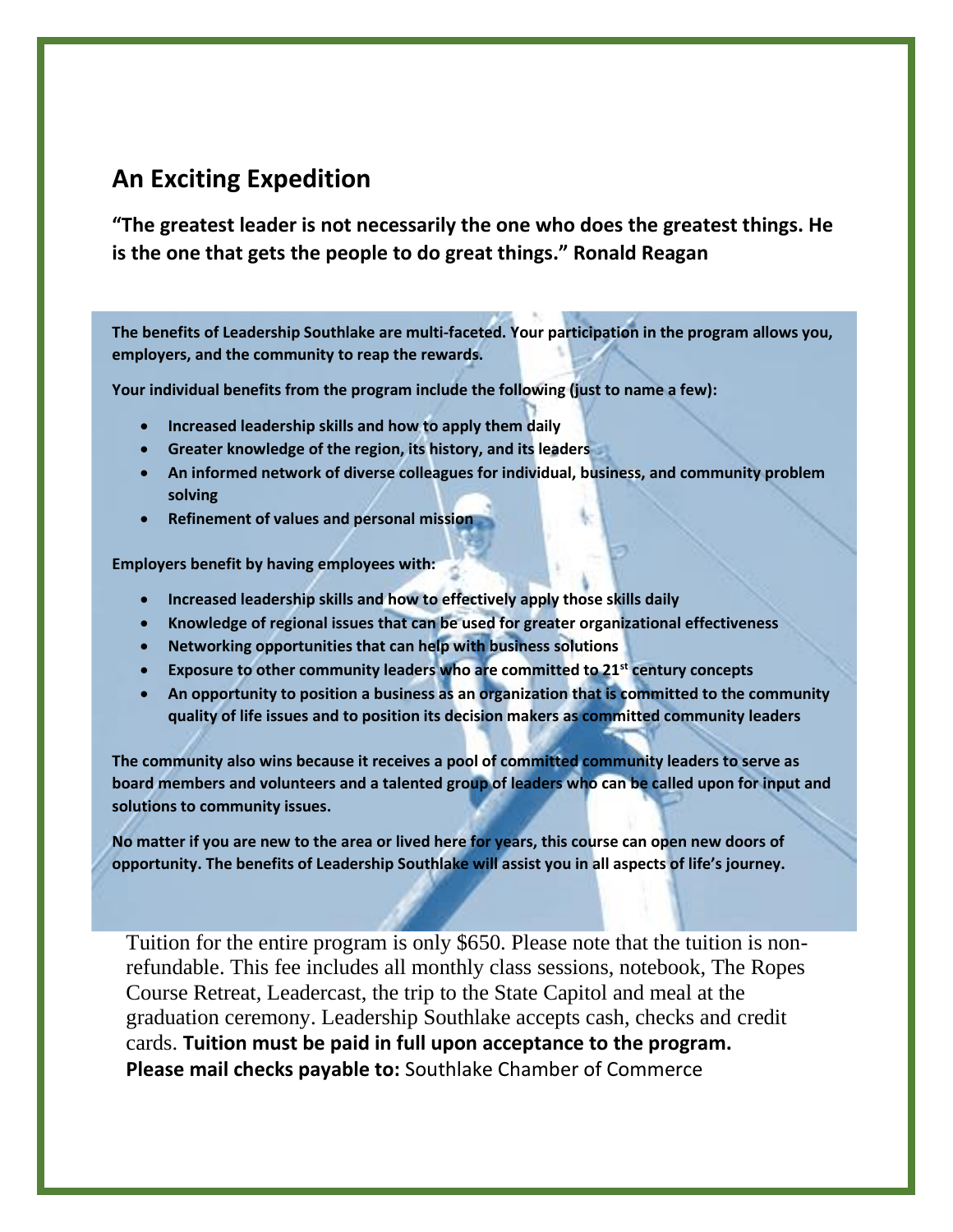## An Exciting Expedition

**"The greatest leader is not necessarily the one who does the greatest things. He is the one that gets the people to do great things." Ronald Reagan**

**The benefits of Leadership Southlake are multi-faceted. Your participation in the program allows you, employers, and the community to reap the rewards.**

**Your individual benefits from the program include the following (just to name a few):**

- **Increased leadership skills and how to apply them daily**
- **Greater knowledge of the region, its history, and its leaders**
- **An informed network of diverse colleagues for individual, business, and community problem solving**
- **Refinement of values and personal mission**

**Employers benefit by having employees with:**

- **Increased leadership skills and how to effectively apply those skills daily**
- **Knowledge of regional issues that can be used for greater organizational effectiveness**
- **Networking opportunities that can help with business solutions**
- **Exposure to other community leaders who are committed to 21st century concepts**
- **An opportunity to position a business as an organization that is committed to the community quality of life issues and to position its decision makers as committed community leaders**

**The community also wins because it receives a pool of committed community leaders to serve as board members and volunteers and a talented group of leaders who can be called upon for input and solutions to community issues.**

**No matter if you are new to the area or lived here for years, this course can open new doors of opportunity. The benefits of Leadership Southlake will assist you in all aspects of life's journey.**

Tuition for the entire program is only $650. Please note that the tuition is non-refundable. This fee includes all monthly class sessions, notebook, The Ropes Course Retreat, Leadercast, the trip to the State Capitol and meal at the graduation ceremony. Leadership Southlake accepts cash, checks and credit cards. **Tuition must be paid in full upon acceptance to the program.**
**Please mail checks payable to:** Southlake Chamber of Commerce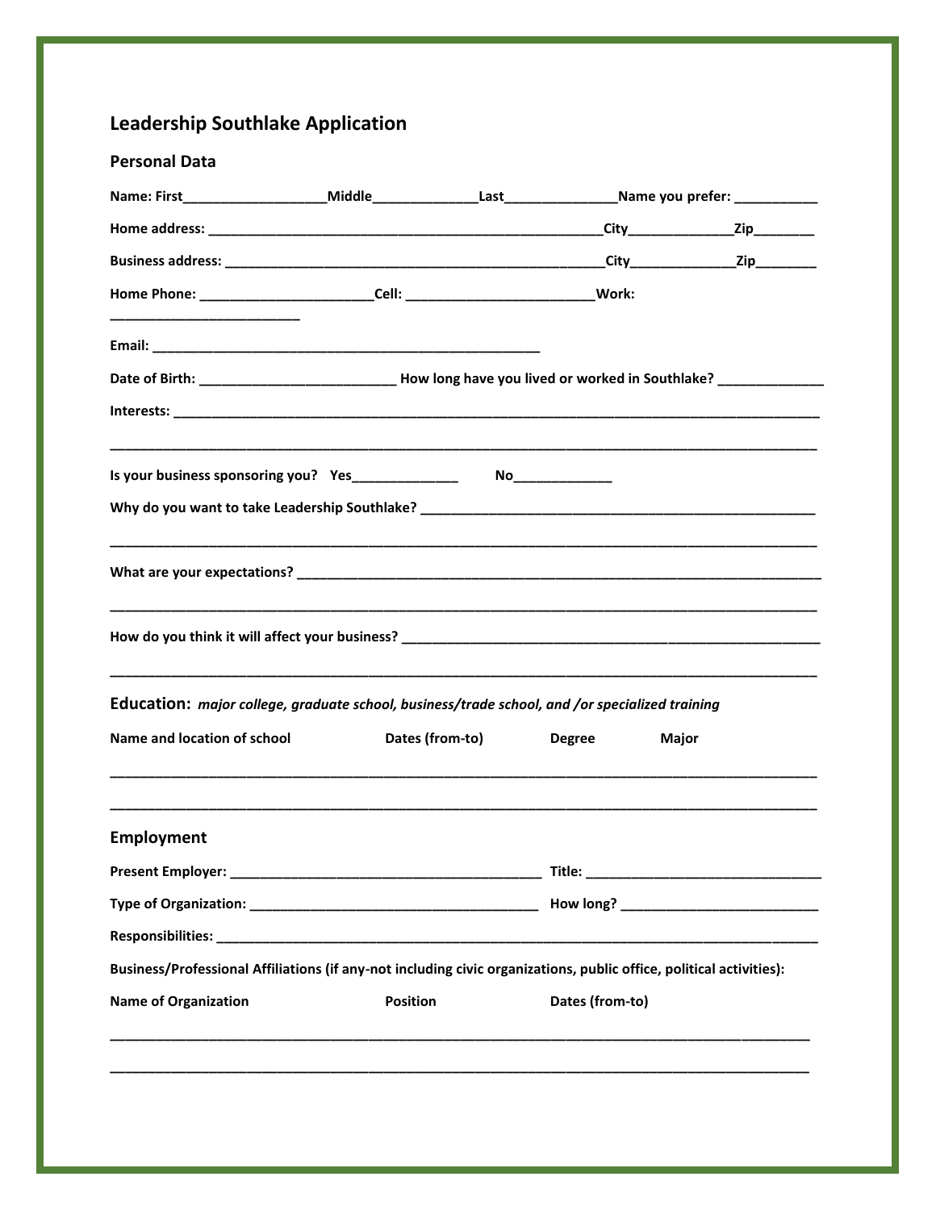# Leadership Southlake Application

## Personal Data

**Name: First\_\_\_\_\_\_\_\_\_\_\_\_\_\_\_\_\_\_\_Middle\_\_\_\_\_\_\_\_\_\_\_\_\_\_Last\_\_\_\_\_\_\_\_\_\_\_\_\_\_\_Name you prefer: \_\_\_\_\_\_\_\_\_\_\_**

**Home address: \_\_\_\_\_\_\_\_\_\_\_\_\_\_\_\_\_\_\_\_\_\_\_\_\_\_\_\_\_\_\_\_\_\_\_\_\_\_\_\_\_\_\_\_\_\_\_\_\_\_\_City\_\_\_\_\_\_\_\_\_\_\_\_\_\_Zip\_\_\_\_\_\_\_\_**

**Business address: \_\_\_\_\_\_\_\_\_\_\_\_\_\_\_\_\_\_\_\_\_\_\_\_\_\_\_\_\_\_\_\_\_\_\_\_\_\_\_\_\_\_\_\_\_\_\_\_\_\_City\_\_\_\_\_\_\_\_\_\_\_\_\_\_Zip\_\_\_\_\_\_\_\_**

**Home Phone: \_\_\_\_\_\_\_\_\_\_\_\_\_\_\_\_\_\_\_\_\_\_\_Cell: \_\_\_\_\_\_\_\_\_\_\_\_\_\_\_\_\_\_\_\_\_\_\_\_\_\_Work: \_\_\_\_\_\_\_\_\_\_\_\_\_\_\_\_\_\_\_\_\_\_\_\_\_\_**

**Email: \_\_\_\_\_\_\_\_\_\_\_\_\_\_\_\_\_\_\_\_\_\_\_\_\_\_\_\_\_\_\_\_\_\_\_\_\_\_\_\_\_\_\_\_\_\_\_\_\_\_\_**

**Date of Birth: \_\_\_\_\_\_\_\_\_\_\_\_\_\_\_\_\_\_\_\_\_\_\_\_\_\_ How long have you lived or worked in Southlake? \_\_\_\_\_\_\_\_\_\_\_\_\_\_**

**Interests: \_\_\_\_\_\_\_\_\_\_\_\_\_\_\_\_\_\_\_\_\_\_\_\_\_\_\_\_\_\_\_\_\_\_\_\_\_\_\_\_\_\_\_\_\_\_\_\_\_\_\_\_\_\_\_\_\_\_\_\_\_\_\_\_\_\_\_\_\_\_\_\_\_\_\_\_\_\_\_\_\_\_\_\_\_\_\_\_**

\_\_\_\_\_\_\_\_\_\_\_\_\_\_\_\_\_\_\_\_\_\_\_\_\_\_\_\_\_\_\_\_\_\_\_\_\_\_\_\_\_\_\_\_\_\_\_\_\_\_\_\_\_\_\_\_\_\_\_\_\_\_\_\_\_\_\_\_\_\_\_\_\_\_\_\_\_\_\_\_\_\_\_\_\_\_\_\_\_\_\_\_\_

**Is your business sponsoring you? Yes\_\_\_\_\_\_\_\_\_\_\_\_\_\_ No\_\_\_\_\_\_\_\_\_\_\_\_\_**

**Why do you want to take Leadership Southlake? \_\_\_\_\_\_\_\_\_\_\_\_\_\_\_\_\_\_\_\_\_\_\_\_\_\_\_\_\_\_\_\_\_\_\_\_\_\_\_\_\_\_\_\_\_\_\_\_\_\_\_\_\_\_**

\_\_\_\_\_\_\_\_\_\_\_\_\_\_\_\_\_\_\_\_\_\_\_\_\_\_\_\_\_\_\_\_\_\_\_\_\_\_\_\_\_\_\_\_\_\_\_\_\_\_\_\_\_\_\_\_\_\_\_\_\_\_\_\_\_\_\_\_\_\_\_\_\_\_\_\_\_\_\_\_\_\_\_\_\_\_\_\_\_\_\_\_\_

**What are your expectations? \_\_\_\_\_\_\_\_\_\_\_\_\_\_\_\_\_\_\_\_\_\_\_\_\_\_\_\_\_\_\_\_\_\_\_\_\_\_\_\_\_\_\_\_\_\_\_\_\_\_\_\_\_\_\_\_\_\_\_\_\_\_\_\_\_\_\_\_\_\_**

\_\_\_\_\_\_\_\_\_\_\_\_\_\_\_\_\_\_\_\_\_\_\_\_\_\_\_\_\_\_\_\_\_\_\_\_\_\_\_\_\_\_\_\_\_\_\_\_\_\_\_\_\_\_\_\_\_\_\_\_\_\_\_\_\_\_\_\_\_\_\_\_\_\_\_\_\_\_\_\_\_\_\_\_\_\_\_\_\_\_\_\_\_

**How do you think it will affect your business? \_\_\_\_\_\_\_\_\_\_\_\_\_\_\_\_\_\_\_\_\_\_\_\_\_\_\_\_\_\_\_\_\_\_\_\_\_\_\_\_\_\_\_\_\_\_\_\_\_\_\_\_\_\_\_\_\_**

\_\_\_\_\_\_\_\_\_\_\_\_\_\_\_\_\_\_\_\_\_\_\_\_\_\_\_\_\_\_\_\_\_\_\_\_\_\_\_\_\_\_\_\_\_\_\_\_\_\_\_\_\_\_\_\_\_\_\_\_\_\_\_\_\_\_\_\_\_\_\_\_\_\_\_\_\_\_\_\_\_\_\_\_\_\_\_\_\_\_\_\_\_

## Education: *major college, graduate school, business/trade school, and /or specialized training*

| Name and location of school | Dates (from-to) | Degree | Major |
|---|---|---|---|
| | | | |
| | | | |

## Employment

**Present Employer: \_\_\_\_\_\_\_\_\_\_\_\_\_\_\_\_\_\_\_\_\_\_\_\_\_\_\_\_\_\_\_\_\_\_\_\_\_\_\_\_\_\_ Title: \_\_\_\_\_\_\_\_\_\_\_\_\_\_\_\_\_\_\_\_\_\_\_\_\_\_\_\_\_\_\_**

**Type of Organization: \_\_\_\_\_\_\_\_\_\_\_\_\_\_\_\_\_\_\_\_\_\_\_\_\_\_\_\_\_\_\_\_\_\_\_\_\_\_ How long? \_\_\_\_\_\_\_\_\_\_\_\_\_\_\_\_\_\_\_\_\_\_\_\_\_\_**

**Responsibilities: \_\_\_\_\_\_\_\_\_\_\_\_\_\_\_\_\_\_\_\_\_\_\_\_\_\_\_\_\_\_\_\_\_\_\_\_\_\_\_\_\_\_\_\_\_\_\_\_\_\_\_\_\_\_\_\_\_\_\_\_\_\_\_\_\_\_\_\_\_\_\_\_\_\_\_\_\_\_\_\_\_\_**

**Business/Professional Affiliations (if any-not including civic organizations, public office, political activities):**

| Name of Organization | Position | Dates (from-to) |
|---|---|---|
| | | |
| | | |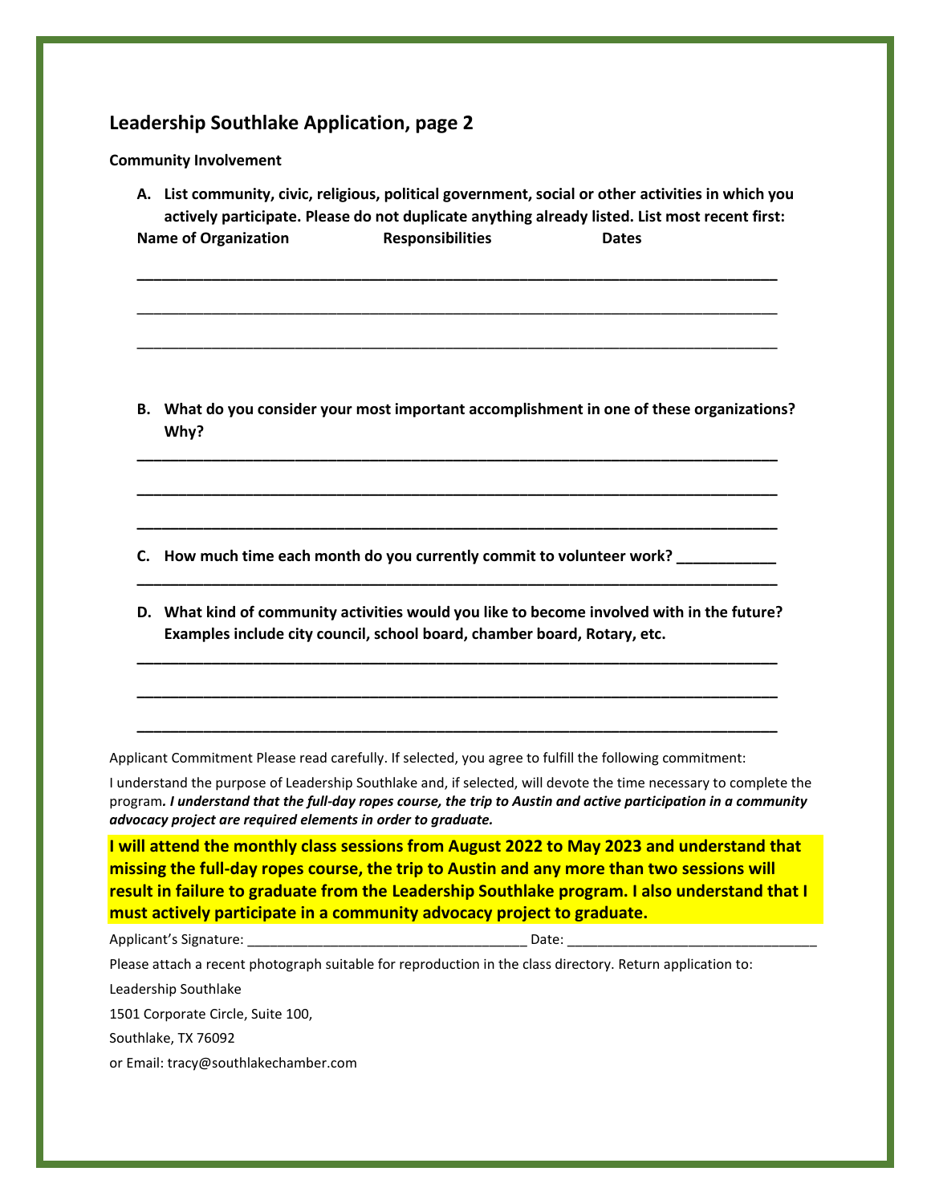## Leadership Southlake Application, page 2

**Community Involvement**

**A. List community, civic, religious, political government, social or other activities in which you actively participate. Please do not duplicate anything already listed. List most recent first:**

**Name of Organization Responsibilities Dates**

\_\_\_\_\_\_\_\_\_\_\_\_\_\_\_\_\_\_\_\_\_\_\_\_\_\_\_\_\_\_\_\_\_\_\_\_\_\_\_\_\_\_\_\_\_\_\_\_\_\_\_\_\_\_\_\_\_\_\_\_\_\_\_\_\_\_\_\_\_\_\_\_\_\_\_\_

\_\_\_\_\_\_\_\_\_\_\_\_\_\_\_\_\_\_\_\_\_\_\_\_\_\_\_\_\_\_\_\_\_\_\_\_\_\_\_\_\_\_\_\_\_\_\_\_\_\_\_\_\_\_\_\_\_\_\_\_\_\_\_\_\_\_\_\_\_\_\_\_\_\_\_\_

\_\_\_\_\_\_\_\_\_\_\_\_\_\_\_\_\_\_\_\_\_\_\_\_\_\_\_\_\_\_\_\_\_\_\_\_\_\_\_\_\_\_\_\_\_\_\_\_\_\_\_\_\_\_\_\_\_\_\_\_\_\_\_\_\_\_\_\_\_\_\_\_\_\_\_\_

**B. What do you consider your most important accomplishment in one of these organizations? Why?**

\_\_\_\_\_\_\_\_\_\_\_\_\_\_\_\_\_\_\_\_\_\_\_\_\_\_\_\_\_\_\_\_\_\_\_\_\_\_\_\_\_\_\_\_\_\_\_\_\_\_\_\_\_\_\_\_\_\_\_\_\_\_\_\_\_\_\_\_\_\_\_\_\_\_\_\_

\_\_\_\_\_\_\_\_\_\_\_\_\_\_\_\_\_\_\_\_\_\_\_\_\_\_\_\_\_\_\_\_\_\_\_\_\_\_\_\_\_\_\_\_\_\_\_\_\_\_\_\_\_\_\_\_\_\_\_\_\_\_\_\_\_\_\_\_\_\_\_\_\_\_\_\_

\_\_\_\_\_\_\_\_\_\_\_\_\_\_\_\_\_\_\_\_\_\_\_\_\_\_\_\_\_\_\_\_\_\_\_\_\_\_\_\_\_\_\_\_\_\_\_\_\_\_\_\_\_\_\_\_\_\_\_\_\_\_\_\_\_\_\_\_\_\_\_\_\_\_\_\_

**C. How much time each month do you currently commit to volunteer work? \_\_\_\_\_\_\_\_\_\_\_\_**

\_\_\_\_\_\_\_\_\_\_\_\_\_\_\_\_\_\_\_\_\_\_\_\_\_\_\_\_\_\_\_\_\_\_\_\_\_\_\_\_\_\_\_\_\_\_\_\_\_\_\_\_\_\_\_\_\_\_\_\_\_\_\_\_\_\_\_\_\_\_\_\_\_\_\_\_

**D. What kind of community activities would you like to become involved with in the future? Examples include city council, school board, chamber board, Rotary, etc.**

\_\_\_\_\_\_\_\_\_\_\_\_\_\_\_\_\_\_\_\_\_\_\_\_\_\_\_\_\_\_\_\_\_\_\_\_\_\_\_\_\_\_\_\_\_\_\_\_\_\_\_\_\_\_\_\_\_\_\_\_\_\_\_\_\_\_\_\_\_\_\_\_\_\_\_\_

\_\_\_\_\_\_\_\_\_\_\_\_\_\_\_\_\_\_\_\_\_\_\_\_\_\_\_\_\_\_\_\_\_\_\_\_\_\_\_\_\_\_\_\_\_\_\_\_\_\_\_\_\_\_\_\_\_\_\_\_\_\_\_\_\_\_\_\_\_\_\_\_\_\_\_\_

\_\_\_\_\_\_\_\_\_\_\_\_\_\_\_\_\_\_\_\_\_\_\_\_\_\_\_\_\_\_\_\_\_\_\_\_\_\_\_\_\_\_\_\_\_\_\_\_\_\_\_\_\_\_\_\_\_\_\_\_\_\_\_\_\_\_\_\_\_\_\_\_\_\_\_\_

Applicant Commitment Please read carefully. If selected, you agree to fulfill the following commitment:

I understand the purpose of Leadership Southlake and, if selected, will devote the time necessary to complete the program*. **I understand that the full-day ropes course, the trip to Austin and active participation in a community advocacy project are required elements in order to graduate.***

**I will attend the monthly class sessions from August 2022 to May 2023 and understand that missing the full-day ropes course, the trip to Austin and any more than two sessions will result in failure to graduate from the Leadership Southlake program. I also understand that I must actively participate in a community advocacy project to graduate.**

Applicant's Signature: \_\_\_\_\_\_\_\_\_\_\_\_\_\_\_\_\_\_\_\_\_\_\_\_\_\_\_\_\_\_\_\_\_\_\_\_ Date: \_\_\_\_\_\_\_\_\_\_\_\_\_\_\_\_\_\_\_\_\_\_\_\_\_\_\_\_\_\_\_\_\_

Please attach a recent photograph suitable for reproduction in the class directory. Return application to:

Leadership Southlake

1501 Corporate Circle, Suite 100,

Southlake, TX 76092

or Email: tracy@southlakechamber.com